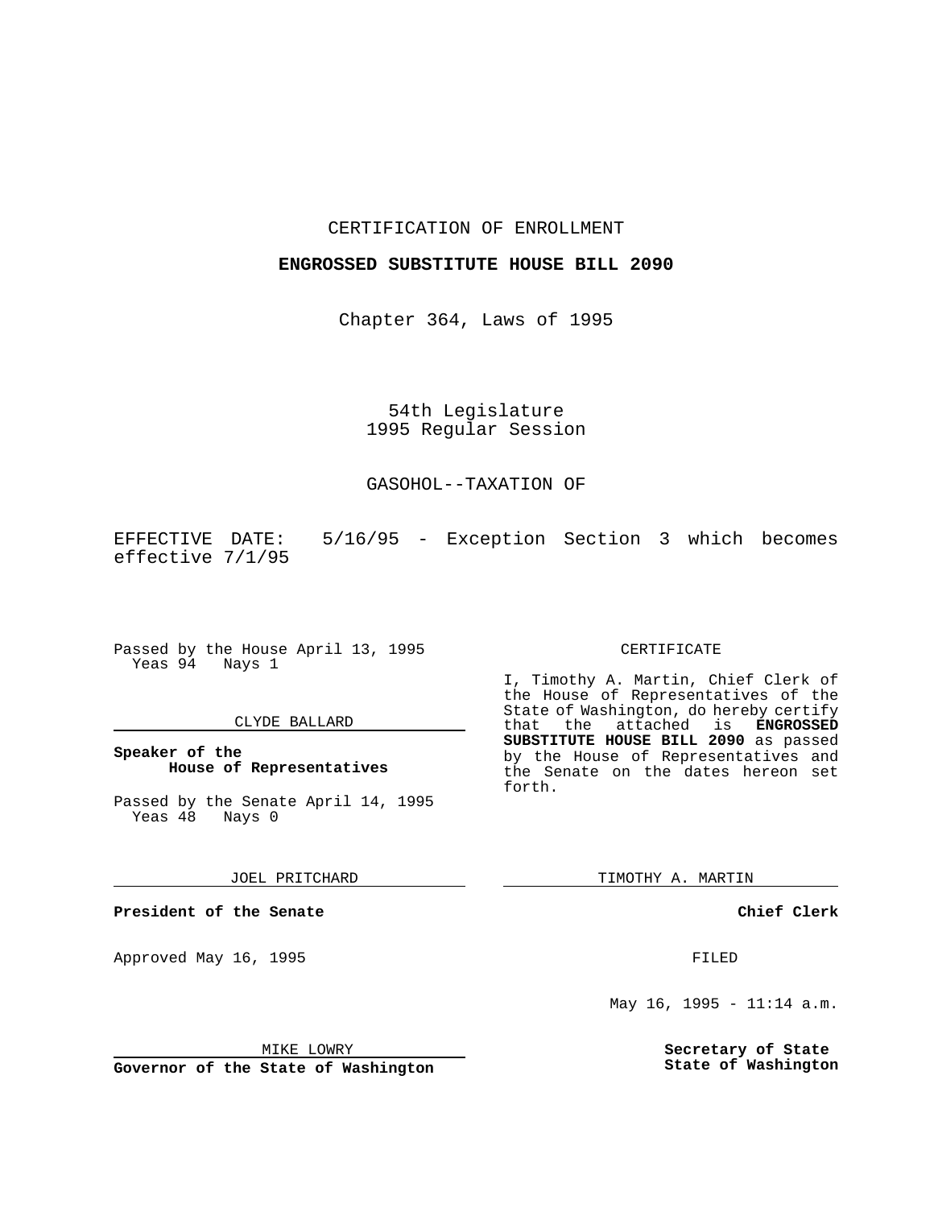CERTIFICATION OF ENROLLMENT

**ENGROSSED SUBSTITUTE HOUSE BILL 2090**

Chapter 364, Laws of 1995

54th Legislature
1995 Regular Session

GASOHOL--TAXATION OF

EFFECTIVE DATE: 5/16/95 - Exception Section 3 which becomes effective 7/1/95

Passed by the House April 13, 1995
Yeas 94 Nays 1

CLYDE BALLARD

**Speaker of the House of Representatives**

Passed by the Senate April 14, 1995
Yeas 48 Nays 0

JOEL PRITCHARD

**President of the Senate**

Approved May 16, 1995

MIKE LOWRY

**Governor of the State of Washington**

CERTIFICATE

I, Timothy A. Martin, Chief Clerk of the House of Representatives of the State of Washington, do hereby certify that the attached is **ENGROSSED SUBSTITUTE HOUSE BILL 2090** as passed by the House of Representatives and the Senate on the dates hereon set forth.

TIMOTHY A. MARTIN

**Chief Clerk**

FILED

May 16, 1995 - 11:14 a.m.

**Secretary of State
State of Washington**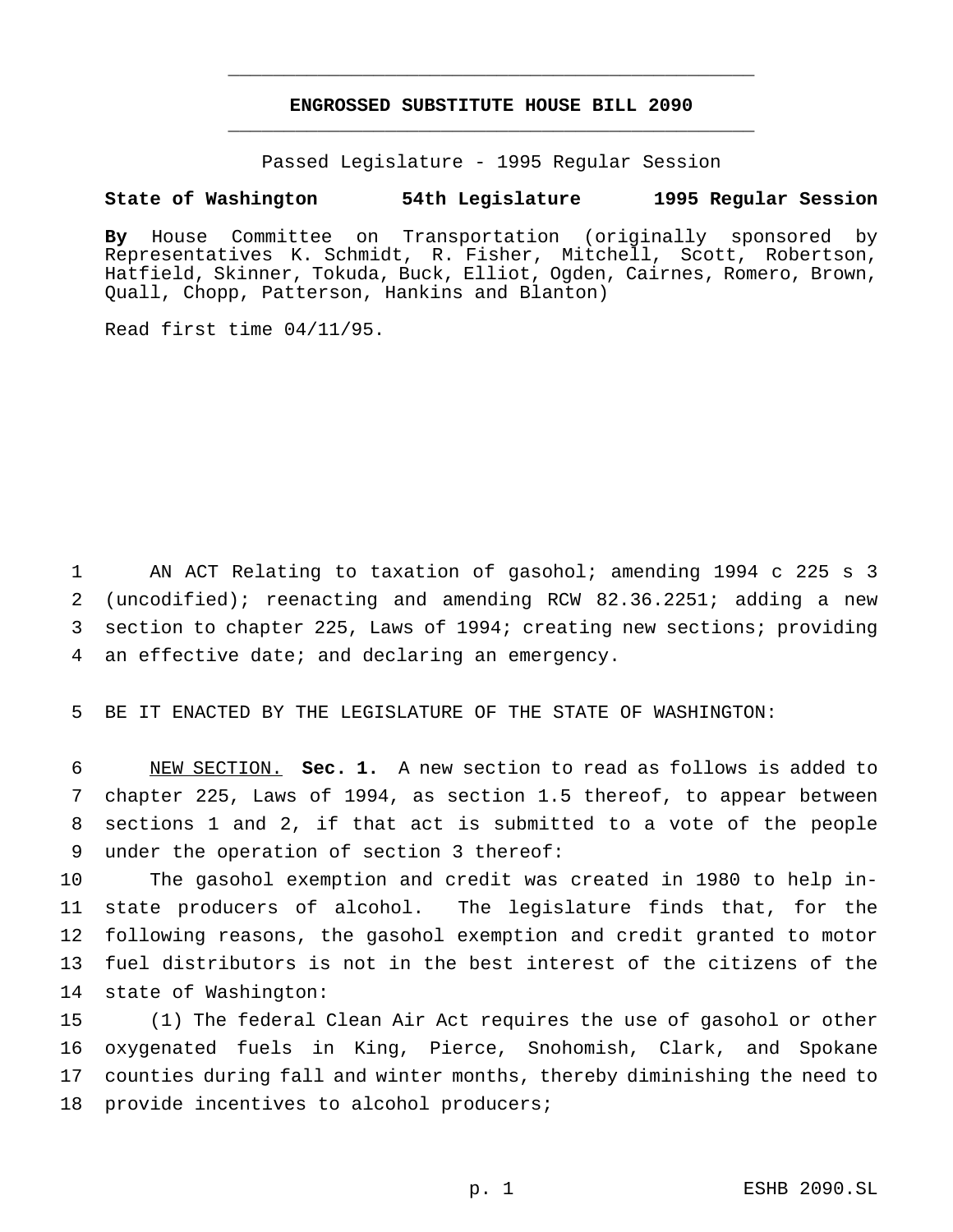# ENGROSSED SUBSTITUTE HOUSE BILL 2090

Passed Legislature - 1995 Regular Session

**State of Washington 54th Legislature 1995 Regular Session**

**By** House Committee on Transportation (originally sponsored by Representatives K. Schmidt, R. Fisher, Mitchell, Scott, Robertson, Hatfield, Skinner, Tokuda, Buck, Elliot, Ogden, Cairnes, Romero, Brown, Quall, Chopp, Patterson, Hankins and Blanton)

Read first time 04/11/95.

AN ACT Relating to taxation of gasohol; amending 1994 c 225 s 3 (uncodified); reenacting and amending RCW 82.36.2251; adding a new section to chapter 225, Laws of 1994; creating new sections; providing an effective date; and declaring an emergency.

BE IT ENACTED BY THE LEGISLATURE OF THE STATE OF WASHINGTON:

NEW SECTION. **Sec. 1.** A new section to read as follows is added to chapter 225, Laws of 1994, as section 1.5 thereof, to appear between sections 1 and 2, if that act is submitted to a vote of the people under the operation of section 3 thereof:

The gasohol exemption and credit was created in 1980 to help in-state producers of alcohol. The legislature finds that, for the following reasons, the gasohol exemption and credit granted to motor fuel distributors is not in the best interest of the citizens of the state of Washington:

(1) The federal Clean Air Act requires the use of gasohol or other oxygenated fuels in King, Pierce, Snohomish, Clark, and Spokane counties during fall and winter months, thereby diminishing the need to provide incentives to alcohol producers;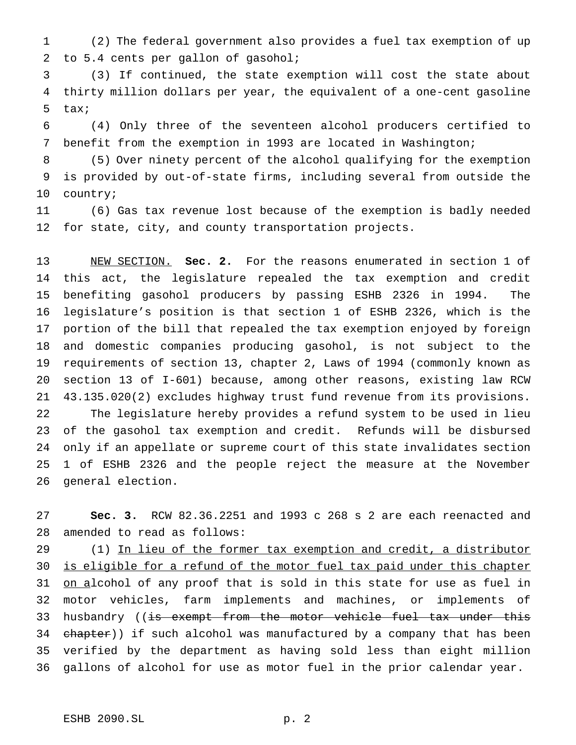(2) The federal government also provides a fuel tax exemption of up to 5.4 cents per gallon of gasohol;

(3) If continued, the state exemption will cost the state about thirty million dollars per year, the equivalent of a one-cent gasoline tax;

(4) Only three of the seventeen alcohol producers certified to benefit from the exemption in 1993 are located in Washington;

(5) Over ninety percent of the alcohol qualifying for the exemption is provided by out-of-state firms, including several from outside the country;

(6) Gas tax revenue lost because of the exemption is badly needed for state, city, and county transportation projects.

NEW SECTION. **Sec. 2.** For the reasons enumerated in section 1 of this act, the legislature repealed the tax exemption and credit benefiting gasohol producers by passing ESHB 2326 in 1994. The legislature's position is that section 1 of ESHB 2326, which is the portion of the bill that repealed the tax exemption enjoyed by foreign and domestic companies producing gasohol, is not subject to the requirements of section 13, chapter 2, Laws of 1994 (commonly known as section 13 of I-601) because, among other reasons, existing law RCW 43.135.020(2) excludes highway trust fund revenue from its provisions.

The legislature hereby provides a refund system to be used in lieu of the gasohol tax exemption and credit. Refunds will be disbursed only if an appellate or supreme court of this state invalidates section 1 of ESHB 2326 and the people reject the measure at the November general election.

**Sec. 3.** RCW 82.36.2251 and 1993 c 268 s 2 are each reenacted and amended to read as follows:

(1) In lieu of the former tax exemption and credit, a distributor is eligible for a refund of the motor fuel tax paid under this chapter on alcohol of any proof that is sold in this state for use as fuel in motor vehicles, farm implements and machines, or implements of husbandry ((~~is exempt from the motor vehicle fuel tax under this chapter~~)) if such alcohol was manufactured by a company that has been verified by the department as having sold less than eight million gallons of alcohol for use as motor fuel in the prior calendar year.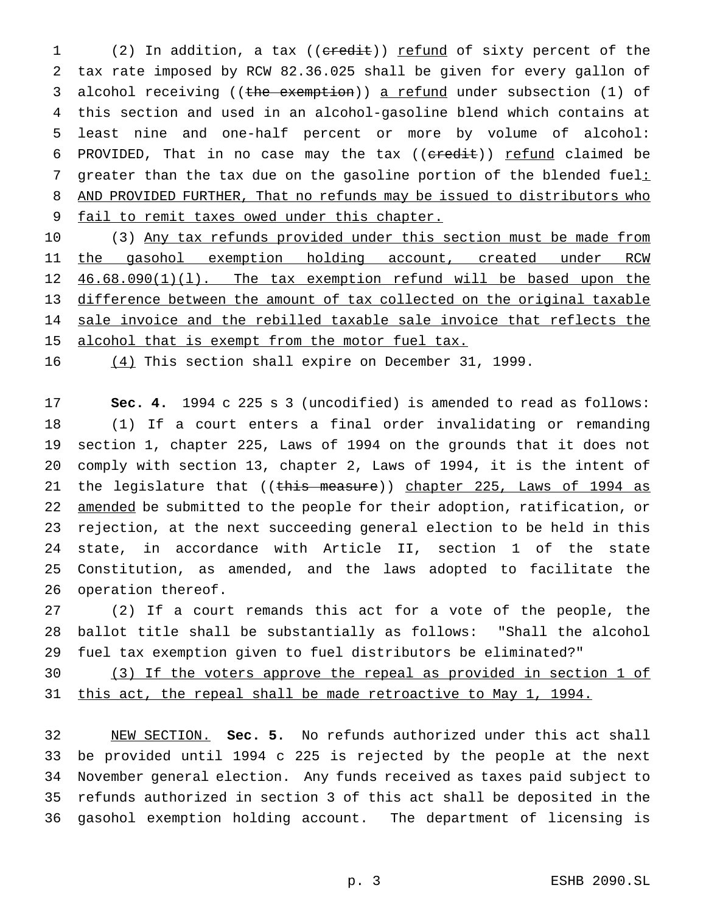(2) In addition, a tax ((~~credit~~)) refund of sixty percent of the tax rate imposed by RCW 82.36.025 shall be given for every gallon of alcohol receiving ((~~the exemption~~)) a refund under subsection (1) of this section and used in an alcohol-gasoline blend which contains at least nine and one-half percent or more by volume of alcohol: PROVIDED, That in no case may the tax ((~~credit~~)) refund claimed be greater than the tax due on the gasoline portion of the blended fuel: AND PROVIDED FURTHER, That no refunds may be issued to distributors who fail to remit taxes owed under this chapter.

(3) Any tax refunds provided under this section must be made from the gasohol exemption holding account, created under RCW 46.68.090(1)(l). The tax exemption refund will be based upon the difference between the amount of tax collected on the original taxable sale invoice and the rebilled taxable sale invoice that reflects the alcohol that is exempt from the motor fuel tax.

(4) This section shall expire on December 31, 1999.

**Sec. 4.** 1994 c 225 s 3 (uncodified) is amended to read as follows:

(1) If a court enters a final order invalidating or remanding section 1, chapter 225, Laws of 1994 on the grounds that it does not comply with section 13, chapter 2, Laws of 1994, it is the intent of the legislature that ((~~this measure~~)) chapter 225, Laws of 1994 as amended be submitted to the people for their adoption, ratification, or rejection, at the next succeeding general election to be held in this state, in accordance with Article II, section 1 of the state Constitution, as amended, and the laws adopted to facilitate the operation thereof.

(2) If a court remands this act for a vote of the people, the ballot title shall be substantially as follows: "Shall the alcohol fuel tax exemption given to fuel distributors be eliminated?"

(3) If the voters approve the repeal as provided in section 1 of this act, the repeal shall be made retroactive to May 1, 1994.

NEW SECTION. **Sec. 5.** No refunds authorized under this act shall be provided until 1994 c 225 is rejected by the people at the next November general election. Any funds received as taxes paid subject to refunds authorized in section 3 of this act shall be deposited in the gasohol exemption holding account. The department of licensing is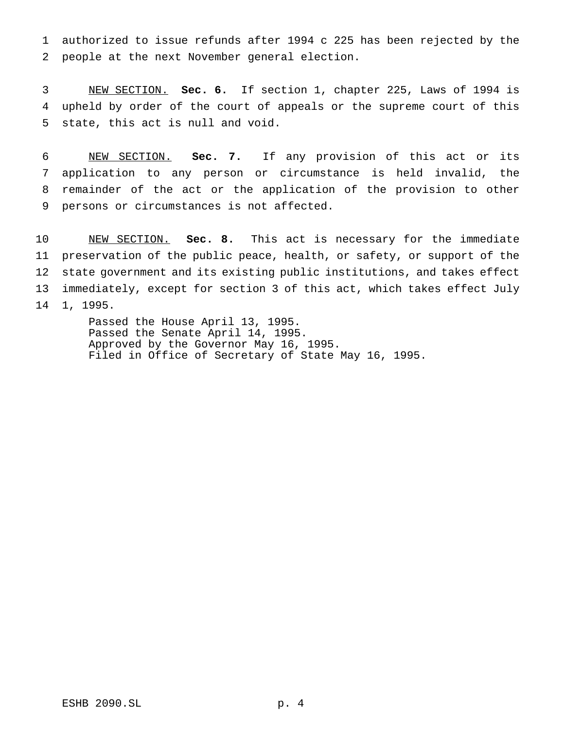authorized to issue refunds after 1994 c 225 has been rejected by the people at the next November general election.

NEW SECTION. **Sec. 6.** If section 1, chapter 225, Laws of 1994 is upheld by order of the court of appeals or the supreme court of this state, this act is null and void.

NEW SECTION. **Sec. 7.** If any provision of this act or its application to any person or circumstance is held invalid, the remainder of the act or the application of the provision to other persons or circumstances is not affected.

NEW SECTION. **Sec. 8.** This act is necessary for the immediate preservation of the public peace, health, or safety, or support of the state government and its existing public institutions, and takes effect immediately, except for section 3 of this act, which takes effect July 1, 1995.

Passed the House April 13, 1995.
Passed the Senate April 14, 1995.
Approved by the Governor May 16, 1995.
Filed in Office of Secretary of State May 16, 1995.